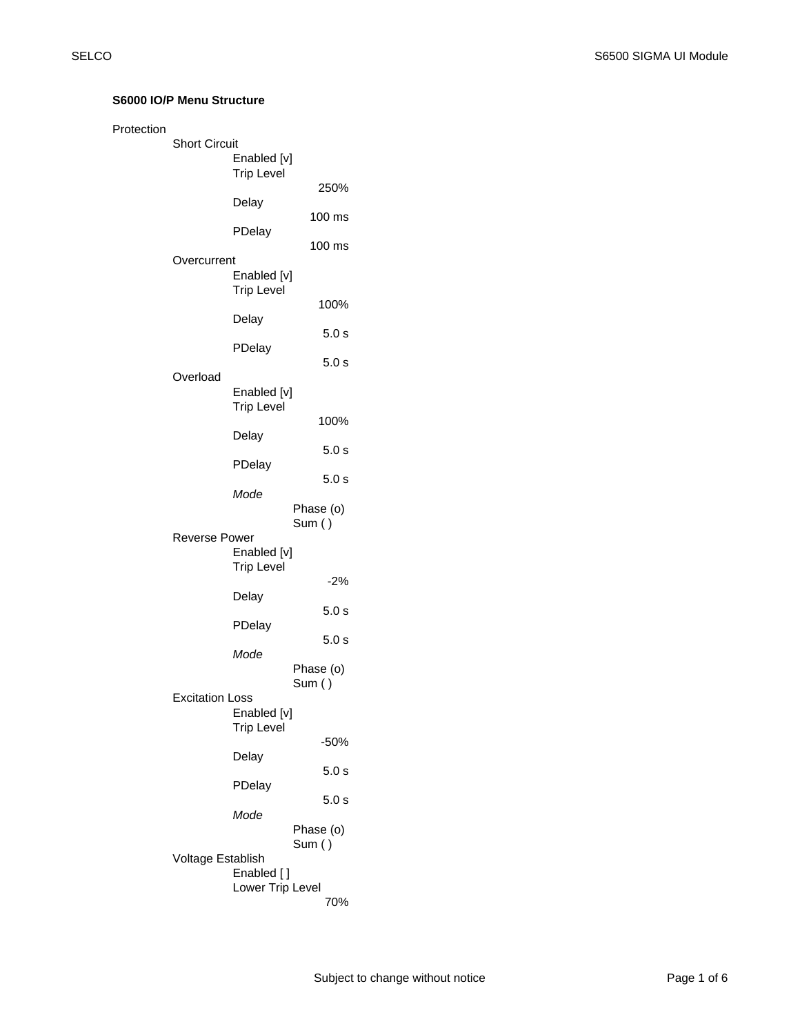**S6000 IO/P Menu Structure**

- Protection
  - Short Circuit
    - Enabled [v]
    - Trip Level
      - 250%
    - Delay
      - 100 ms
    - PDelay
      - 100 ms
  - Overcurrent
    - Enabled [v]
    - Trip Level
      - 100%
    - Delay
      - 5.0 s
    - PDelay
      - 5.0 s
  - Overload
    - Enabled [v]
    - Trip Level
      - 100%
    - Delay
      - 5.0 s
    - PDelay
      - 5.0 s
    - *Mode*
      - Phase (o)
      - Sum ( )
  - Reverse Power
    - Enabled [v]
    - Trip Level
      - -2%
    - Delay
      - 5.0 s
    - PDelay
      - 5.0 s
    - *Mode*
      - Phase (o)
      - Sum ( )
  - Excitation Loss
    - Enabled [v]
    - Trip Level
      - -50%
    - Delay
      - 5.0 s
    - PDelay
      - 5.0 s
    - *Mode*
      - Phase (o)
      - Sum ( )
  - Voltage Establish
    - Enabled [ ]
    - Lower Trip Level
      - 70%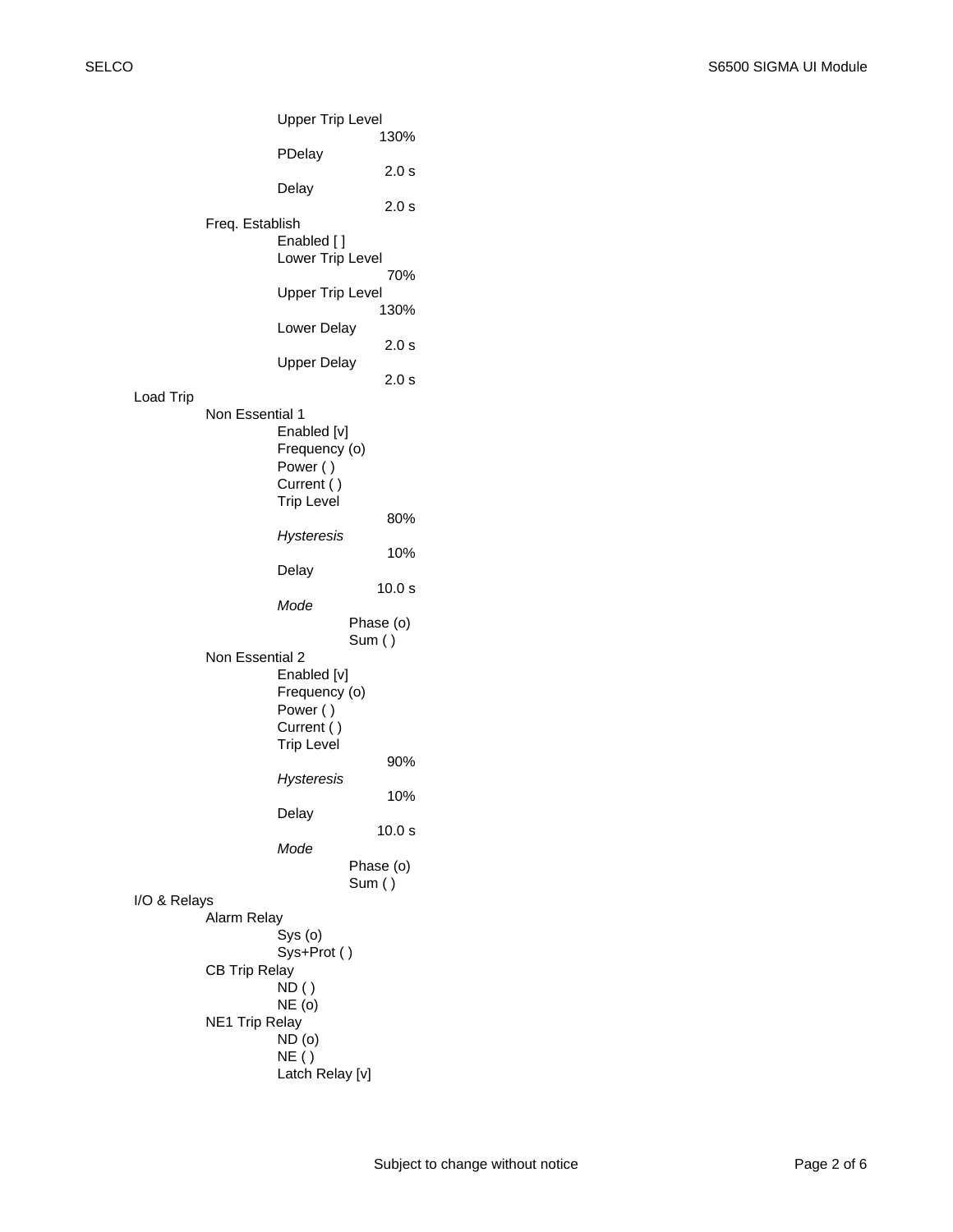- Upper Trip Level
  - 130%
- PDelay
  - 2.0 s
- Delay
  - 2.0 s

Freq. Establish
- Enabled [ ]
- Lower Trip Level
  - 70%
- Upper Trip Level
  - 130%
- Lower Delay
  - 2.0 s
- Upper Delay
  - 2.0 s

Load Trip
- Non Essential 1
  - Enabled [v]
  - Frequency (o)
  - Power ( )
  - Current ( )
  - Trip Level
    - 80%
  - *Hysteresis*
    - 10%
  - Delay
    - 10.0 s
  - *Mode*
    - Phase (o)
    - Sum ( )
- Non Essential 2
  - Enabled [v]
  - Frequency (o)
  - Power ( )
  - Current ( )
  - Trip Level
    - 90%
  - *Hysteresis*
    - 10%
  - Delay
    - 10.0 s
  - *Mode*
    - Phase (o)
    - Sum ( )

I/O & Relays
- Alarm Relay
  - Sys (o)
  - Sys+Prot ( )
- CB Trip Relay
  - ND ( )
  - NE (o)
- NE1 Trip Relay
  - ND (o)
  - NE ( )
  - Latch Relay [v]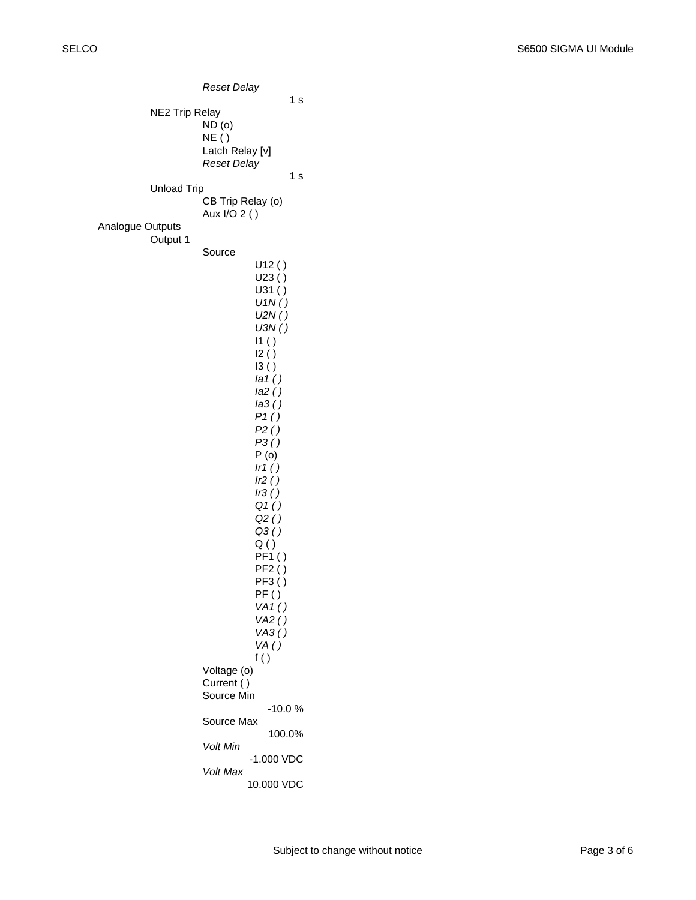- *Reset Delay*
  - 1 s
- NE2 Trip Relay
  - ND (o)
  - NE ( )
  - Latch Relay [v]
  - *Reset Delay*
    - 1 s
- Unload Trip
  - CB Trip Relay (o)
  - Aux I/O 2 ( )

Analogue Outputs

- Output 1
  - Source
    - U12 ( )
    - U23 ( )
    - U31 ( )
    - *U1N ( )*
    - *U2N ( )*
    - *U3N ( )*
    - I1 ( )
    - I2 ( )
    - I3 ( )
    - *Ia1 ( )*
    - *Ia2 ( )*
    - *Ia3 ( )*
    - *P1 ( )*
    - *P2 ( )*
    - *P3 ( )*
    - P (o)
    - *Ir1 ( )*
    - *Ir2 ( )*
    - *Ir3 ( )*
    - *Q1 ( )*
    - *Q2 ( )*
    - *Q3 ( )*
    - Q ( )
    - PF1 ( )
    - PF2 ( )
    - PF3 ( )
    - PF ( )
    - *VA1 ( )*
    - *VA2 ( )*
    - *VA3 ( )*
    - *VA ( )*
    - f ( )
  - Voltage (o)
  - Current ( )
  - Source Min
    - -10.0 %
  - Source Max
    - 100.0%
  - *Volt Min*
    - -1.000 VDC
  - *Volt Max*
    - 10.000 VDC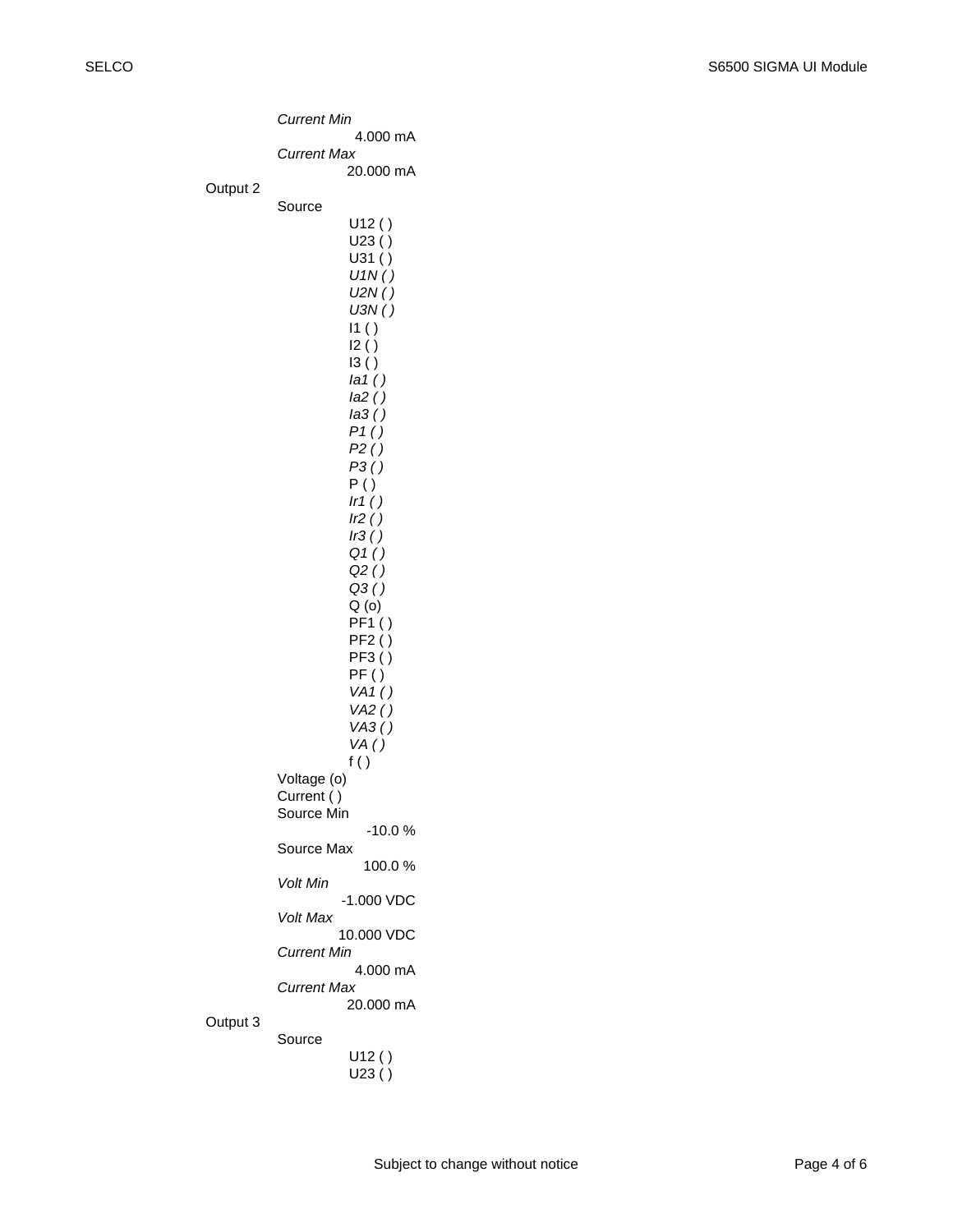*Current Min*

4.000 mA

*Current Max*

20.000 mA

Output 2

- Source
    - U12 ( )
    - U23 ( )
    - U31 ( )
    - *U1N ( )*
    - *U2N ( )*
    - *U3N ( )*
    - I1 ( )
    - I2 ( )
    - I3 ( )
    - *Ia1 ( )*
    - *Ia2 ( )*
    - *Ia3 ( )*
    - *P1 ( )*
    - *P2 ( )*
    - *P3 ( )*
    - P ( )
    - *Ir1 ( )*
    - *Ir2 ( )*
    - *Ir3 ( )*
    - *Q1 ( )*
    - *Q2 ( )*
    - *Q3 ( )*
    - Q (o)
    - PF1 ( )
    - PF2 ( )
    - PF3 ( )
    - PF ( )
    - *VA1 ( )*
    - *VA2 ( )*
    - *VA3 ( )*
    - *VA ( )*
    - f ( )
- Voltage (o)
- Current ( )
- Source Min
    - -10.0 %
- Source Max
    - 100.0 %
- *Volt Min*
    - -1.000 VDC
- *Volt Max*
    - 10.000 VDC
- *Current Min*
    - 4.000 mA
- *Current Max*
    - 20.000 mA

Output 3

- Source
    - U12 ( )
    - U23 ( )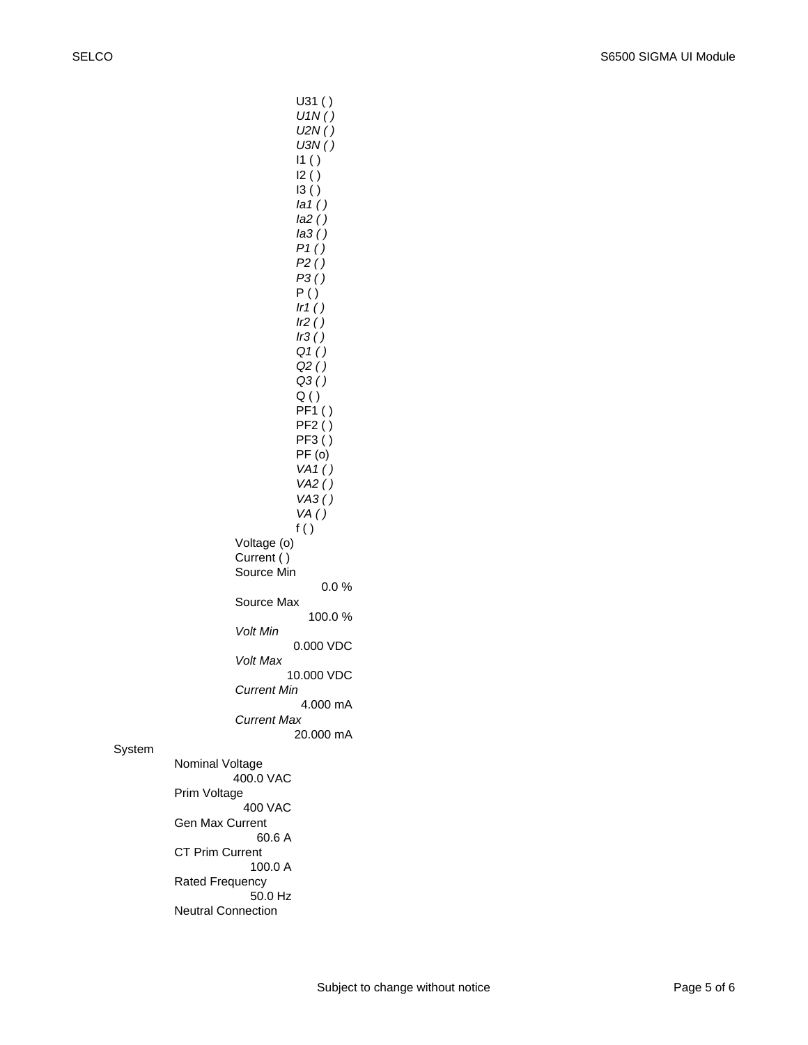- U31 ( )
- *U1N ( )*
- *U2N ( )*
- *U3N ( )*
- I1 ( )
- I2 ( )
- I3 ( )
- *Ia1 ( )*
- *Ia2 ( )*
- *Ia3 ( )*
- *P1 ( )*
- *P2 ( )*
- *P3 ( )*
- P ( )
- *Ir1 ( )*
- *Ir2 ( )*
- *Ir3 ( )*
- *Q1 ( )*
- *Q2 ( )*
- *Q3 ( )*
- Q ( )
- PF1 ( )
- PF2 ( )
- PF3 ( )
- PF (o)
- *VA1 ( )*
- *VA2 ( )*
- *VA3 ( )*
- *VA ( )*
- f ( )

Voltage (o)
Current ( )
Source Min
0.0 %
Source Max
100.0 %
*Volt Min*
0.000 VDC
*Volt Max*
10.000 VDC
*Current Min*
4.000 mA
*Current Max*
20.000 mA

System

Nominal Voltage
400.0 VAC
Prim Voltage
400 VAC
Gen Max Current
60.6 A
CT Prim Current
100.0 A
Rated Frequency
50.0 Hz
Neutral Connection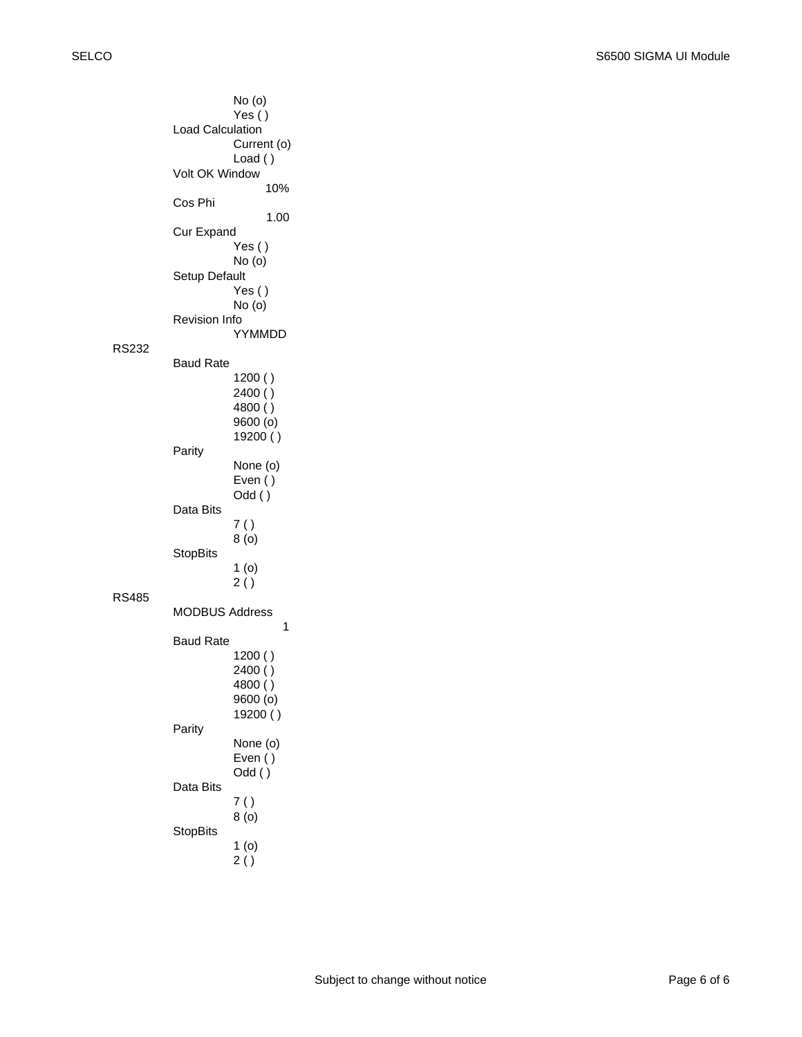- No (o)
- Yes ( )

- Load Calculation
  - Current (o)
  - Load ( )
- Volt OK Window
  - 10%
- Cos Phi
  - 1.00
- Cur Expand
  - Yes ( )
  - No (o)
- Setup Default
  - Yes ( )
  - No (o)
- Revision Info
  - YYMMDD

RS232

- Baud Rate
  - 1200 ( )
  - 2400 ( )
  - 4800 ( )
  - 9600 (o)
  - 19200 ( )
- Parity
  - None (o)
  - Even ( )
  - Odd ( )
- Data Bits
  - 7 ( )
  - 8 (o)
- StopBits
  - 1 (o)
  - 2 ( )

RS485

- MODBUS Address
  - 1
- Baud Rate
  - 1200 ( )
  - 2400 ( )
  - 4800 ( )
  - 9600 (o)
  - 19200 ( )
- Parity
  - None (o)
  - Even ( )
  - Odd ( )
- Data Bits
  - 7 ( )
  - 8 (o)
- StopBits
  - 1 (o)
  - 2 ( )